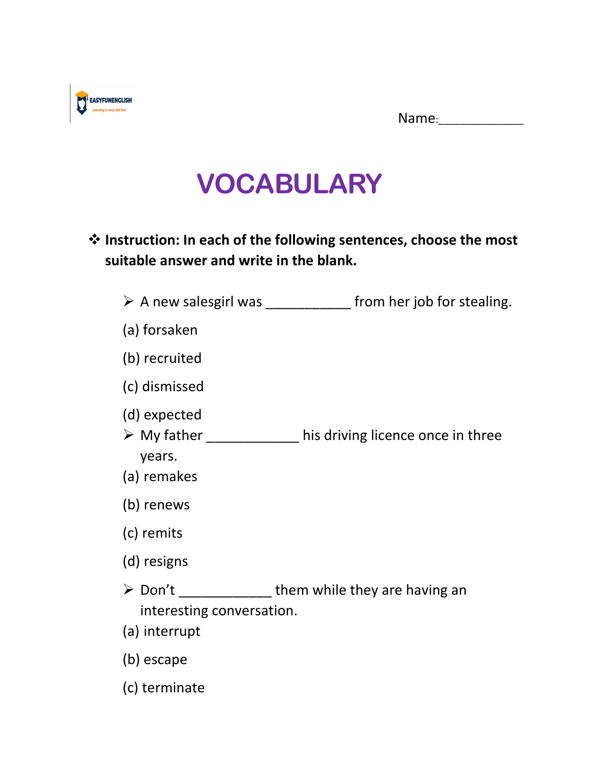Name:____________

# VOCABULARY

❖ **Instruction: In each of the following sentences, choose the most suitable answer and write in the blank.**

➢ A new salesgirl was ___________ from her job for stealing.

(a) forsaken

(b) recruited

(c) dismissed

(d) expected

➢ My father ____________ his driving licence once in three years.

(a) remakes

(b) renews

(c) remits

(d) resigns

➢ Don't ____________ them while they are having an interesting conversation.

(a) interrupt

(b) escape

(c) terminate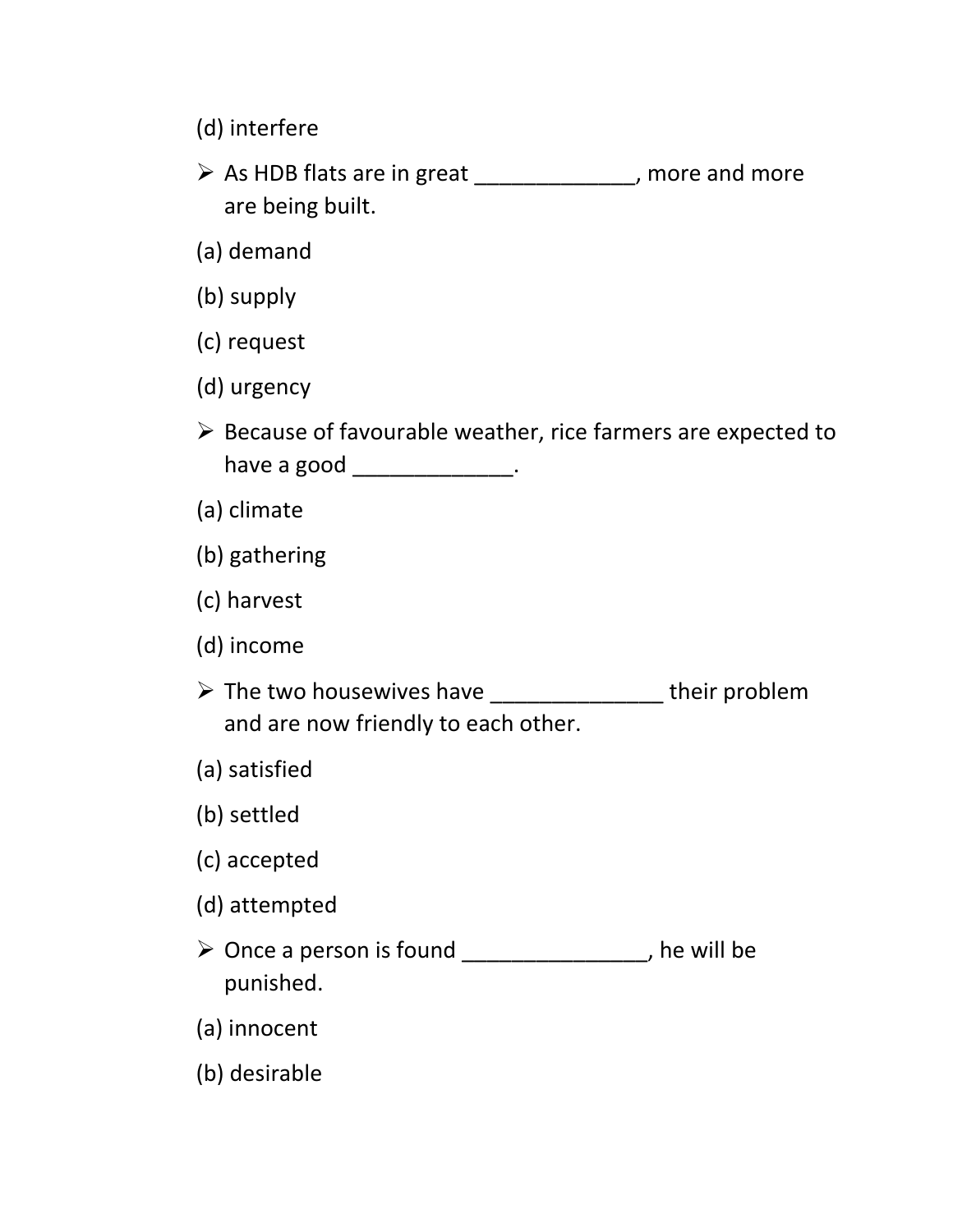(d) interfere

- As HDB flats are in great _____________, more and more are being built.

(a) demand

(b) supply

(c) request

(d) urgency

- Because of favourable weather, rice farmers are expected to have a good _____________.

(a) climate

(b) gathering

(c) harvest

(d) income

- The two housewives have ______________ their problem and are now friendly to each other.

(a) satisfied

(b) settled

(c) accepted

(d) attempted

- Once a person is found _______________, he will be punished.

(a) innocent

(b) desirable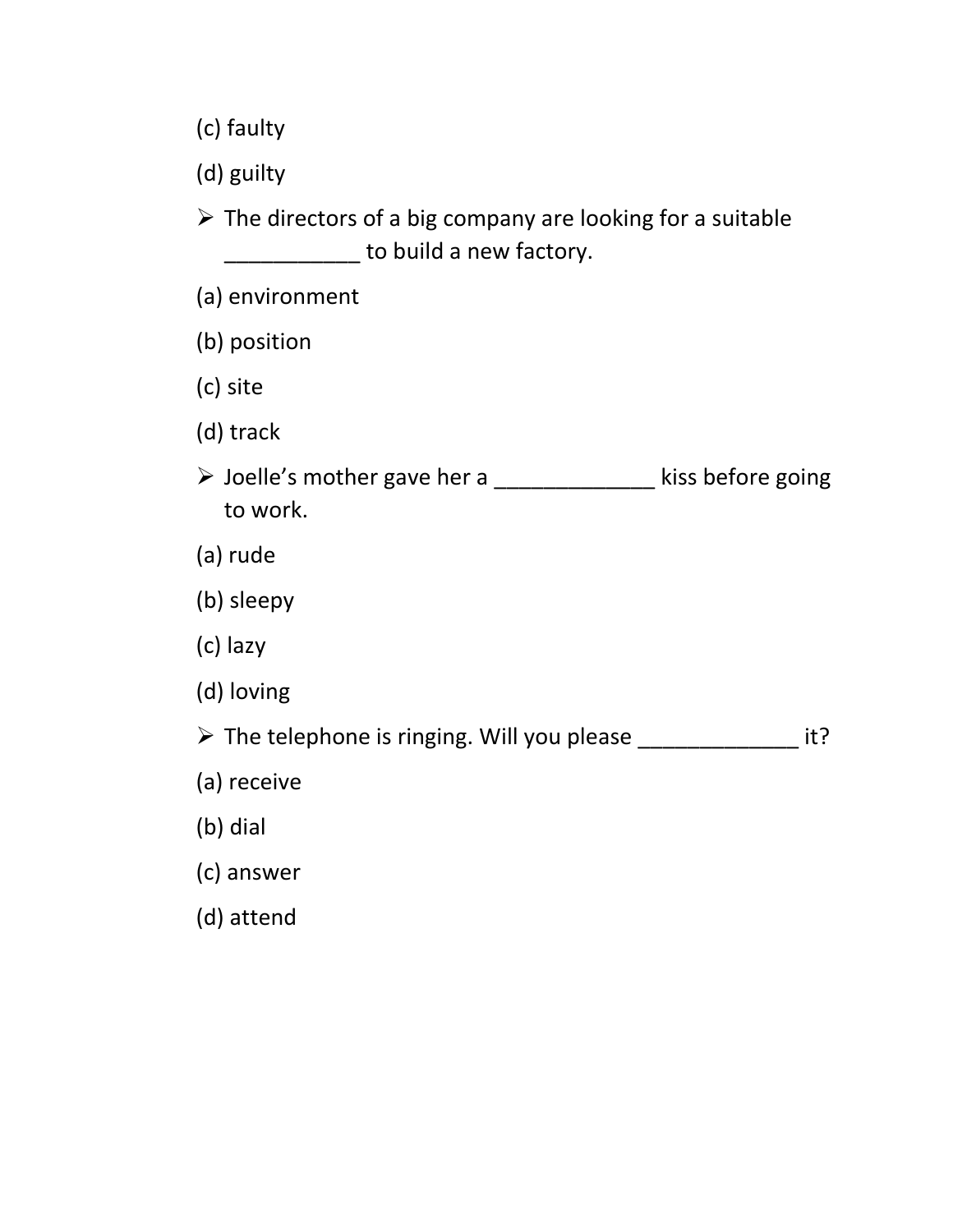(c) faulty

(d) guilty

- The directors of a big company are looking for a suitable ___________ to build a new factory.

(a) environment

(b) position

(c) site

(d) track

- Joelle's mother gave her a _____________ kiss before going to work.

(a) rude

(b) sleepy

(c) lazy

(d) loving

- The telephone is ringing. Will you please _____________ it?

(a) receive

(b) dial

(c) answer

(d) attend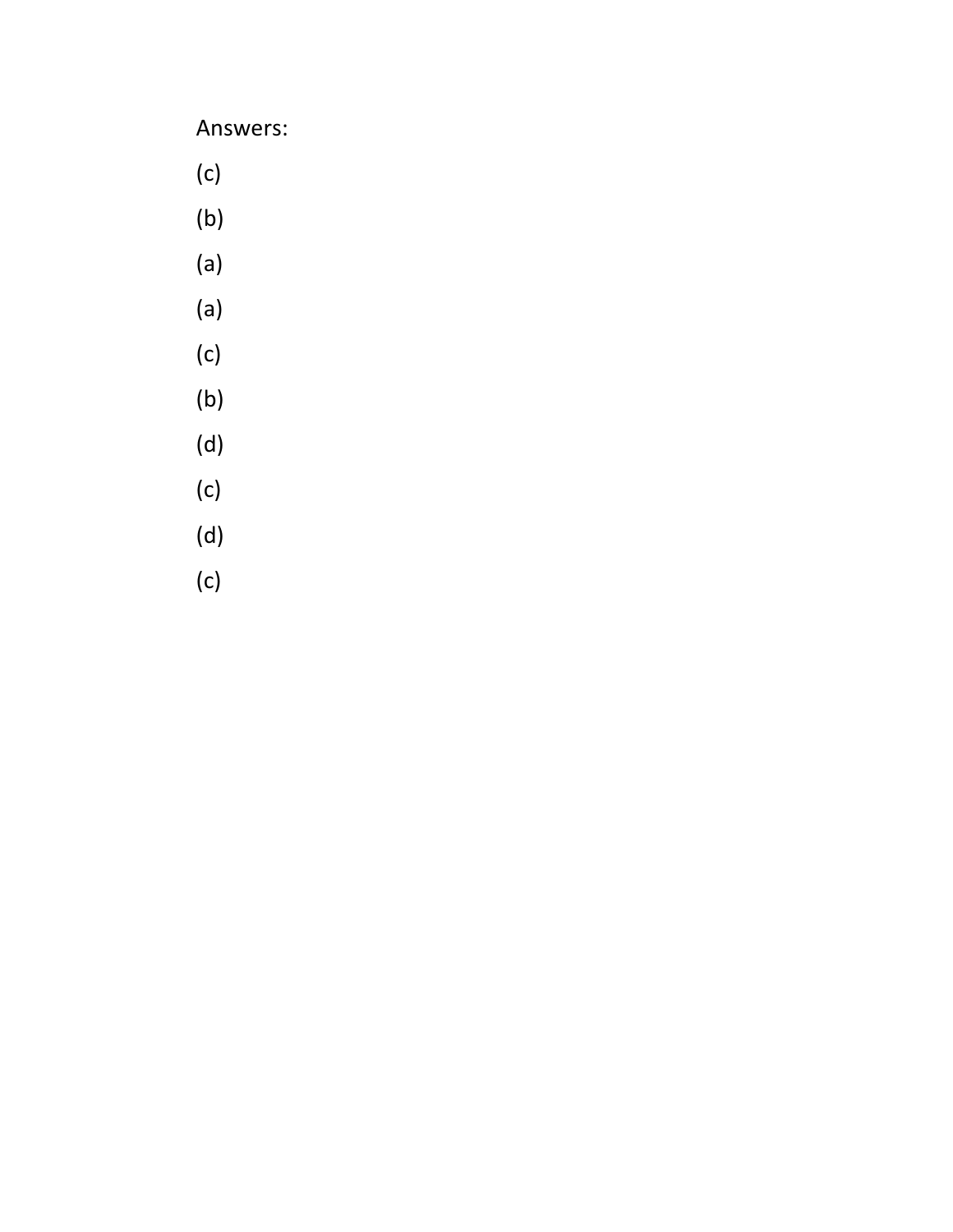Answers:

(c)

(b)

(a)

(a)

(c)

(b)

(d)

(c)

(d)

(c)